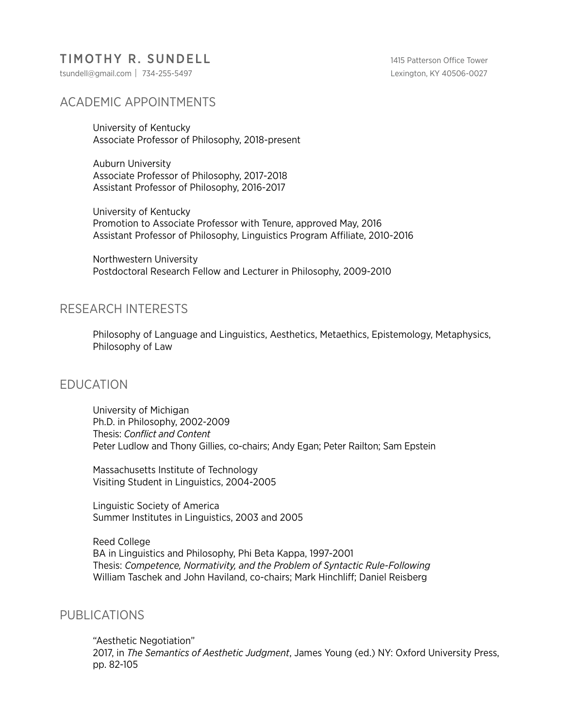# TIMOTHY R. SUNDELL

tsundell@gmail.com | 734-255-5497

1415 Patterson Office Tower
Lexington, KY 40506-0027

## ACADEMIC APPOINTMENTS

University of Kentucky
Associate Professor of Philosophy, 2018-present

Auburn University
Associate Professor of Philosophy, 2017-2018
Assistant Professor of Philosophy, 2016-2017

University of Kentucky
Promotion to Associate Professor with Tenure, approved May, 2016
Assistant Professor of Philosophy, Linguistics Program Affiliate, 2010-2016

Northwestern University
Postdoctoral Research Fellow and Lecturer in Philosophy, 2009-2010

## RESEARCH INTERESTS

Philosophy of Language and Linguistics, Aesthetics, Metaethics, Epistemology, Metaphysics, Philosophy of Law

## EDUCATION

University of Michigan
Ph.D. in Philosophy, 2002-2009
Thesis: *Conflict and Content*
Peter Ludlow and Thony Gillies, co-chairs; Andy Egan; Peter Railton; Sam Epstein

Massachusetts Institute of Technology
Visiting Student in Linguistics, 2004-2005

Linguistic Society of America
Summer Institutes in Linguistics, 2003 and 2005

Reed College
BA in Linguistics and Philosophy, Phi Beta Kappa, 1997-2001
Thesis: *Competence, Normativity, and the Problem of Syntactic Rule-Following*
William Taschek and John Haviland, co-chairs; Mark Hinchliff; Daniel Reisberg

## PUBLICATIONS

"Aesthetic Negotiation"
2017, in *The Semantics of Aesthetic Judgment*, James Young (ed.) NY: Oxford University Press, pp. 82-105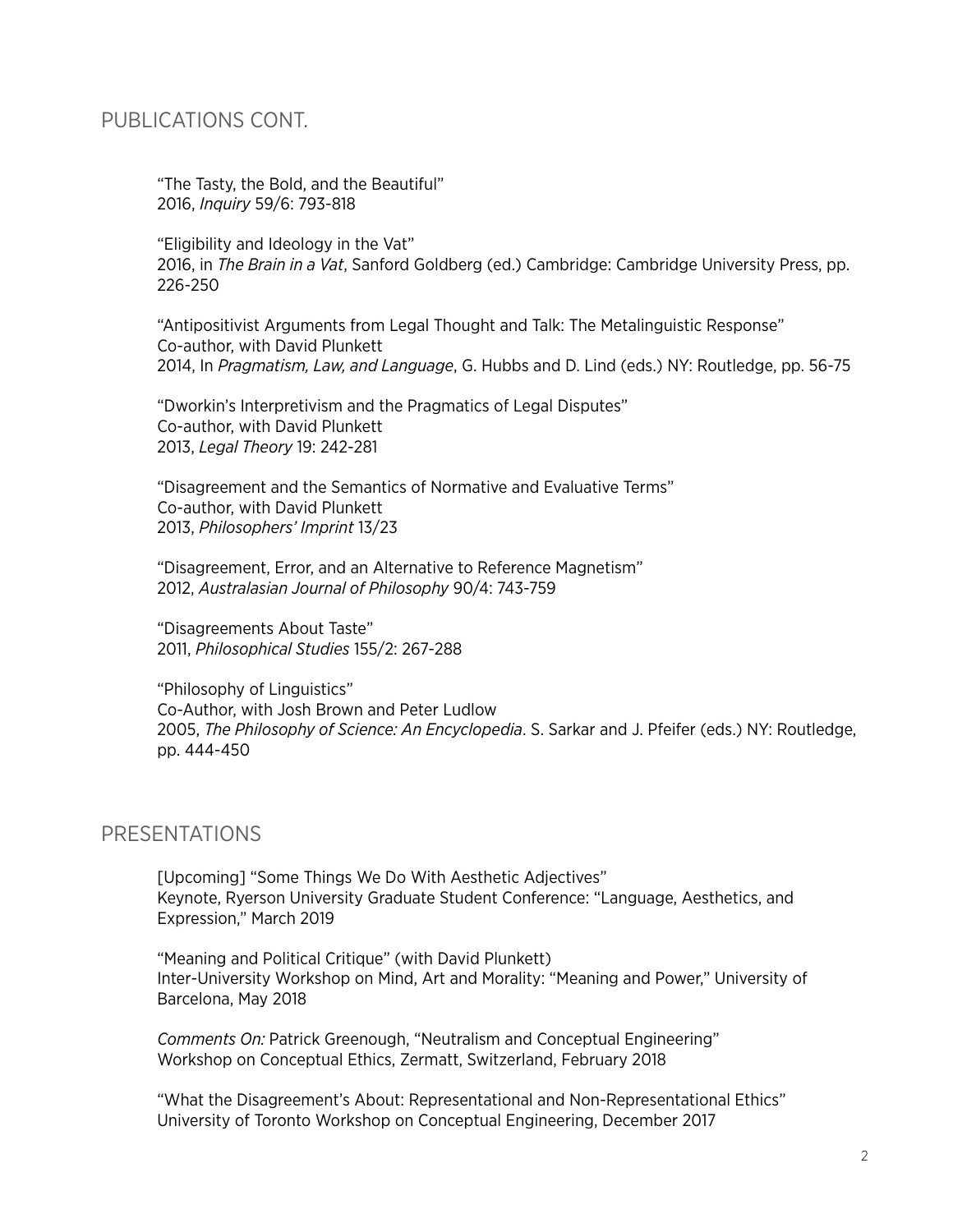## PUBLICATIONS CONT.

"The Tasty, the Bold, and the Beautiful"
2016, *Inquiry* 59/6: 793-818

"Eligibility and Ideology in the Vat"
2016, in *The Brain in a Vat*, Sanford Goldberg (ed.) Cambridge: Cambridge University Press, pp. 226-250

"Antipositivist Arguments from Legal Thought and Talk: The Metalinguistic Response"
Co-author, with David Plunkett
2014, In *Pragmatism, Law, and Language*, G. Hubbs and D. Lind (eds.) NY: Routledge, pp. 56-75

"Dworkin's Interpretivism and the Pragmatics of Legal Disputes"
Co-author, with David Plunkett
2013, *Legal Theory* 19: 242-281

"Disagreement and the Semantics of Normative and Evaluative Terms"
Co-author, with David Plunkett
2013, *Philosophers' Imprint* 13/23

"Disagreement, Error, and an Alternative to Reference Magnetism"
2012, *Australasian Journal of Philosophy* 90/4: 743-759

"Disagreements About Taste"
2011, *Philosophical Studies* 155/2: 267-288

"Philosophy of Linguistics"
Co-Author, with Josh Brown and Peter Ludlow
2005, *The Philosophy of Science: An Encyclopedia*. S. Sarkar and J. Pfeifer (eds.) NY: Routledge, pp. 444-450

## PRESENTATIONS

[Upcoming] "Some Things We Do With Aesthetic Adjectives"
Keynote, Ryerson University Graduate Student Conference: "Language, Aesthetics, and Expression," March 2019

"Meaning and Political Critique" (with David Plunkett)
Inter-University Workshop on Mind, Art and Morality: "Meaning and Power," University of Barcelona, May 2018

*Comments On:* Patrick Greenough, "Neutralism and Conceptual Engineering"
Workshop on Conceptual Ethics, Zermatt, Switzerland, February 2018

"What the Disagreement's About: Representational and Non-Representational Ethics"
University of Toronto Workshop on Conceptual Engineering, December 2017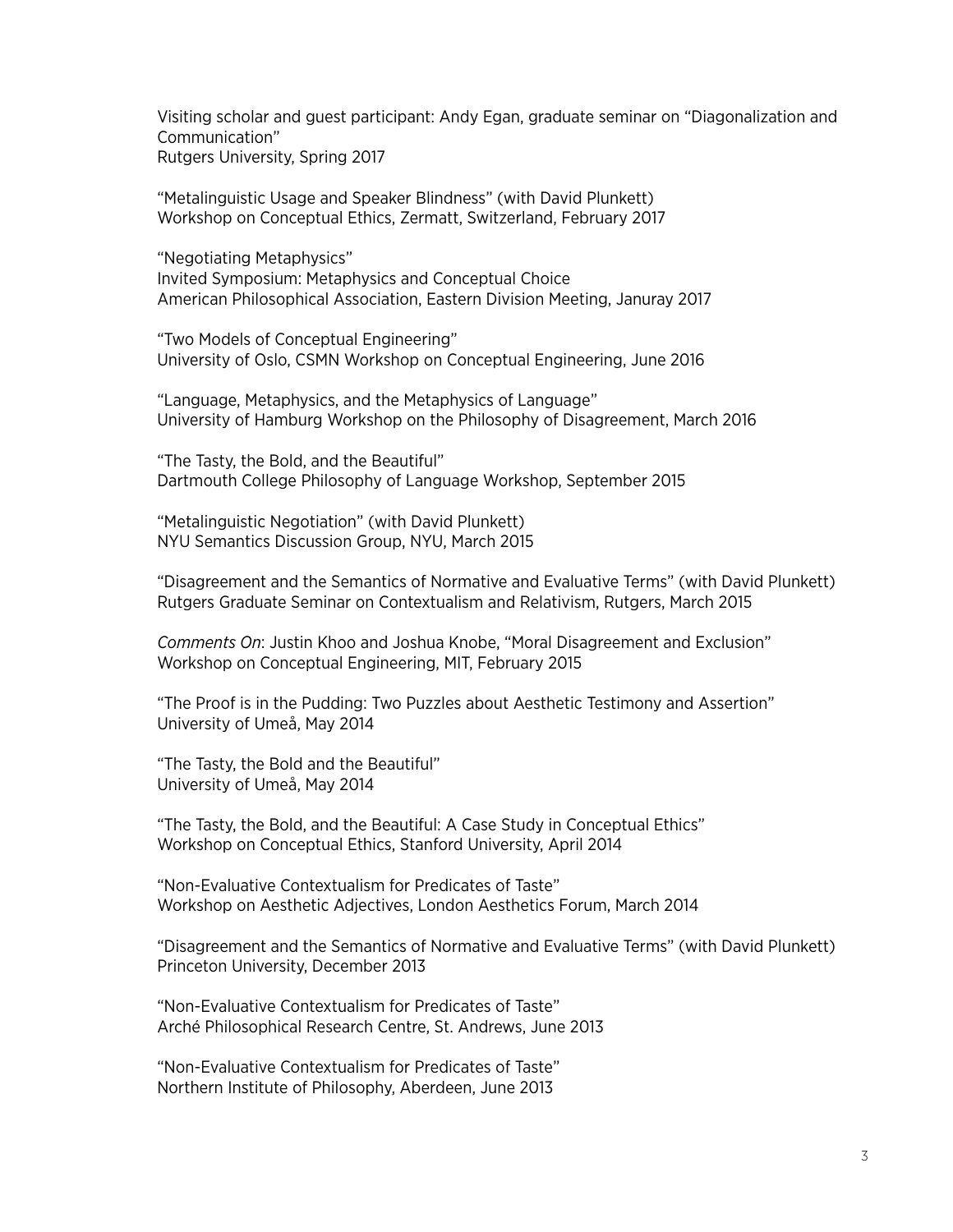Visiting scholar and guest participant: Andy Egan, graduate seminar on “Diagonalization and Communication”
Rutgers University, Spring 2017

“Metalinguistic Usage and Speaker Blindness” (with David Plunkett)
Workshop on Conceptual Ethics, Zermatt, Switzerland, February 2017

“Negotiating Metaphysics”
Invited Symposium: Metaphysics and Conceptual Choice
American Philosophical Association, Eastern Division Meeting, Januray 2017

“Two Models of Conceptual Engineering”
University of Oslo, CSMN Workshop on Conceptual Engineering, June 2016

“Language, Metaphysics, and the Metaphysics of Language”
University of Hamburg Workshop on the Philosophy of Disagreement, March 2016

“The Tasty, the Bold, and the Beautiful”
Dartmouth College Philosophy of Language Workshop, September 2015

“Metalinguistic Negotiation” (with David Plunkett)
NYU Semantics Discussion Group, NYU, March 2015

“Disagreement and the Semantics of Normative and Evaluative Terms” (with David Plunkett)
Rutgers Graduate Seminar on Contextualism and Relativism, Rutgers, March 2015

*Comments On*: Justin Khoo and Joshua Knobe, “Moral Disagreement and Exclusion”
Workshop on Conceptual Engineering, MIT, February 2015

“The Proof is in the Pudding: Two Puzzles about Aesthetic Testimony and Assertion”
University of Umeå, May 2014

“The Tasty, the Bold and the Beautiful”
University of Umeå, May 2014

“The Tasty, the Bold, and the Beautiful: A Case Study in Conceptual Ethics”
Workshop on Conceptual Ethics, Stanford University, April 2014

“Non-Evaluative Contextualism for Predicates of Taste”
Workshop on Aesthetic Adjectives, London Aesthetics Forum, March 2014

“Disagreement and the Semantics of Normative and Evaluative Terms” (with David Plunkett)
Princeton University, December 2013

“Non-Evaluative Contextualism for Predicates of Taste”
Arché Philosophical Research Centre, St. Andrews, June 2013

“Non-Evaluative Contextualism for Predicates of Taste”
Northern Institute of Philosophy, Aberdeen, June 2013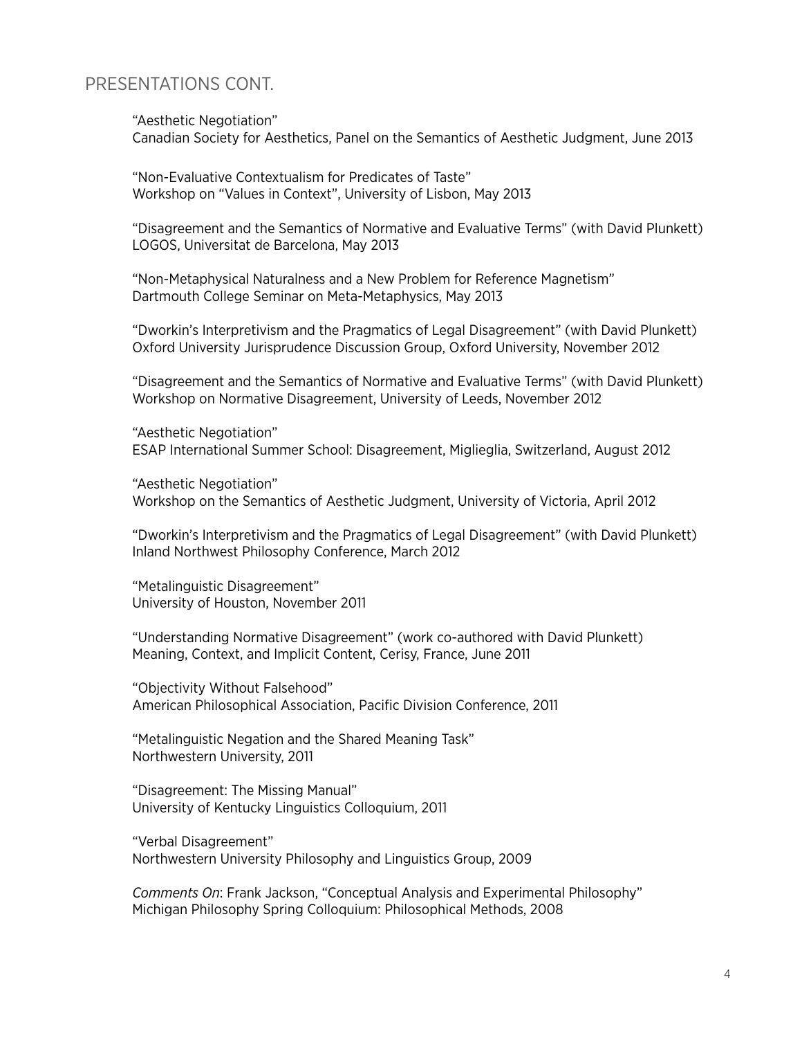## PRESENTATIONS CONT.

"Aesthetic Negotiation"
Canadian Society for Aesthetics, Panel on the Semantics of Aesthetic Judgment, June 2013

"Non-Evaluative Contextualism for Predicates of Taste"
Workshop on "Values in Context", University of Lisbon, May 2013

"Disagreement and the Semantics of Normative and Evaluative Terms" (with David Plunkett)
LOGOS, Universitat de Barcelona, May 2013

"Non-Metaphysical Naturalness and a New Problem for Reference Magnetism"
Dartmouth College Seminar on Meta-Metaphysics, May 2013

"Dworkin's Interpretivism and the Pragmatics of Legal Disagreement" (with David Plunkett)
Oxford University Jurisprudence Discussion Group, Oxford University, November 2012

"Disagreement and the Semantics of Normative and Evaluative Terms" (with David Plunkett)
Workshop on Normative Disagreement, University of Leeds, November 2012

"Aesthetic Negotiation"
ESAP International Summer School: Disagreement, Miglieglia, Switzerland, August 2012

"Aesthetic Negotiation"
Workshop on the Semantics of Aesthetic Judgment, University of Victoria, April 2012

"Dworkin's Interpretivism and the Pragmatics of Legal Disagreement" (with David Plunkett)
Inland Northwest Philosophy Conference, March 2012

"Metalinguistic Disagreement"
University of Houston, November 2011

"Understanding Normative Disagreement" (work co-authored with David Plunkett)
Meaning, Context, and Implicit Content, Cerisy, France, June 2011

"Objectivity Without Falsehood"
American Philosophical Association, Pacific Division Conference, 2011

"Metalinguistic Negation and the Shared Meaning Task"
Northwestern University, 2011

"Disagreement: The Missing Manual"
University of Kentucky Linguistics Colloquium, 2011

"Verbal Disagreement"
Northwestern University Philosophy and Linguistics Group, 2009

*Comments On*: Frank Jackson, "Conceptual Analysis and Experimental Philosophy"
Michigan Philosophy Spring Colloquium: Philosophical Methods, 2008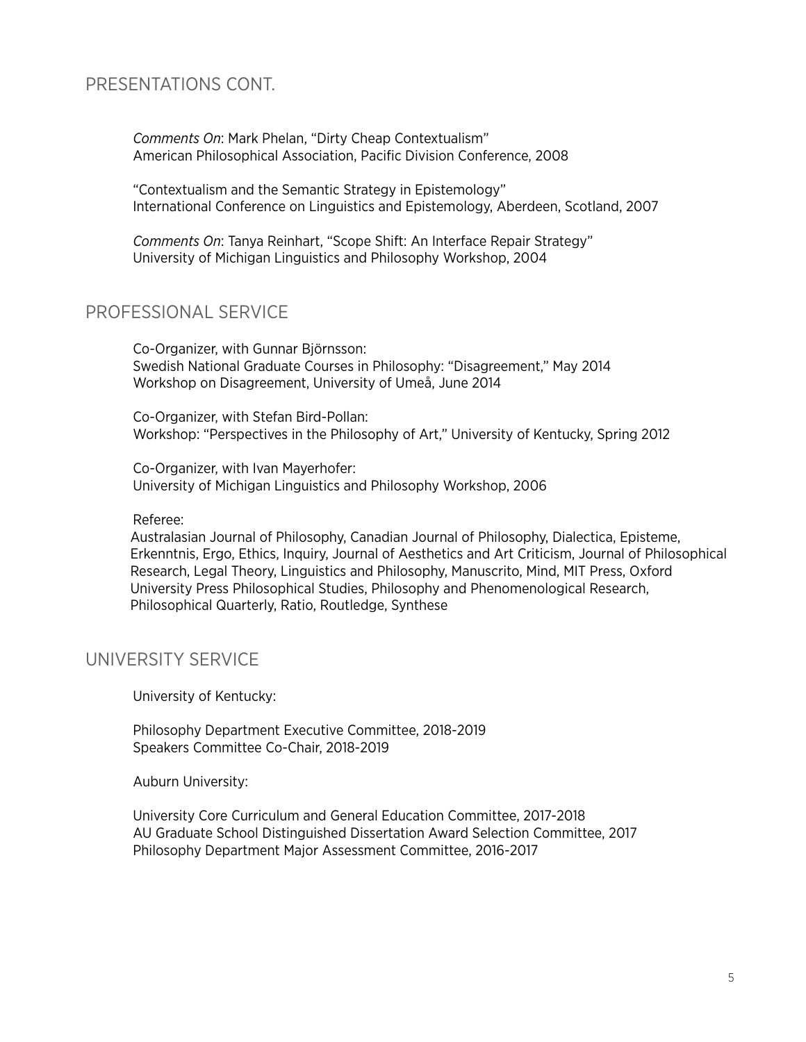## PRESENTATIONS CONT.

*Comments On*: Mark Phelan, "Dirty Cheap Contextualism"
American Philosophical Association, Pacific Division Conference, 2008

"Contextualism and the Semantic Strategy in Epistemology"
International Conference on Linguistics and Epistemology, Aberdeen, Scotland, 2007

*Comments On*: Tanya Reinhart, "Scope Shift: An Interface Repair Strategy"
University of Michigan Linguistics and Philosophy Workshop, 2004

## PROFESSIONAL SERVICE

Co-Organizer, with Gunnar Björnsson:
Swedish National Graduate Courses in Philosophy: "Disagreement," May 2014
Workshop on Disagreement, University of Umeå, June 2014

Co-Organizer, with Stefan Bird-Pollan:
Workshop: "Perspectives in the Philosophy of Art," University of Kentucky, Spring 2012

Co-Organizer, with Ivan Mayerhofer:
University of Michigan Linguistics and Philosophy Workshop, 2006

Referee:
Australasian Journal of Philosophy, Canadian Journal of Philosophy, Dialectica, Episteme, Erkenntnis, Ergo, Ethics, Inquiry, Journal of Aesthetics and Art Criticism, Journal of Philosophical Research, Legal Theory, Linguistics and Philosophy, Manuscrito, Mind, MIT Press, Oxford University Press Philosophical Studies, Philosophy and Phenomenological Research, Philosophical Quarterly, Ratio, Routledge, Synthese

## UNIVERSITY SERVICE

University of Kentucky:

Philosophy Department Executive Committee, 2018-2019
Speakers Committee Co-Chair, 2018-2019

Auburn University:

University Core Curriculum and General Education Committee, 2017-2018
AU Graduate School Distinguished Dissertation Award Selection Committee, 2017
Philosophy Department Major Assessment Committee, 2016-2017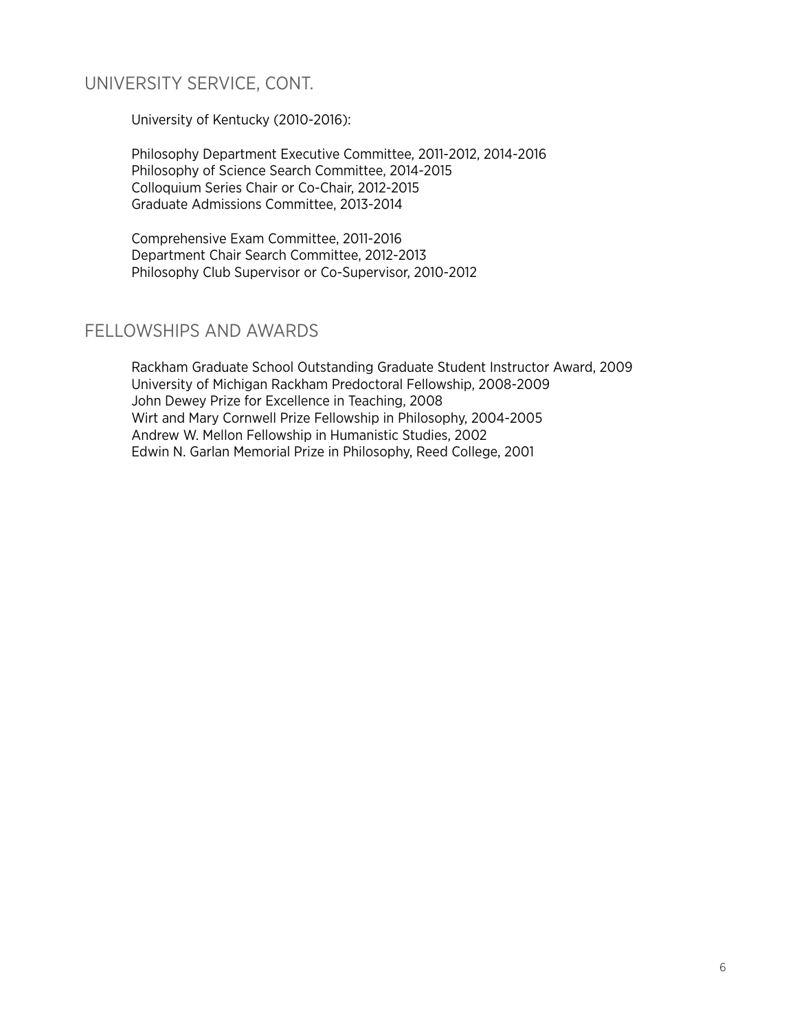## UNIVERSITY SERVICE, CONT.

University of Kentucky (2010-2016):

Philosophy Department Executive Committee, 2011-2012, 2014-2016
Philosophy of Science Search Committee, 2014-2015
Colloquium Series Chair or Co-Chair, 2012-2015
Graduate Admissions Committee, 2013-2014

Comprehensive Exam Committee, 2011-2016
Department Chair Search Committee, 2012-2013
Philosophy Club Supervisor or Co-Supervisor, 2010-2012

## FELLOWSHIPS AND AWARDS

Rackham Graduate School Outstanding Graduate Student Instructor Award, 2009
University of Michigan Rackham Predoctoral Fellowship, 2008-2009
John Dewey Prize for Excellence in Teaching, 2008
Wirt and Mary Cornwell Prize Fellowship in Philosophy, 2004-2005
Andrew W. Mellon Fellowship in Humanistic Studies, 2002
Edwin N. Garlan Memorial Prize in Philosophy, Reed College, 2001